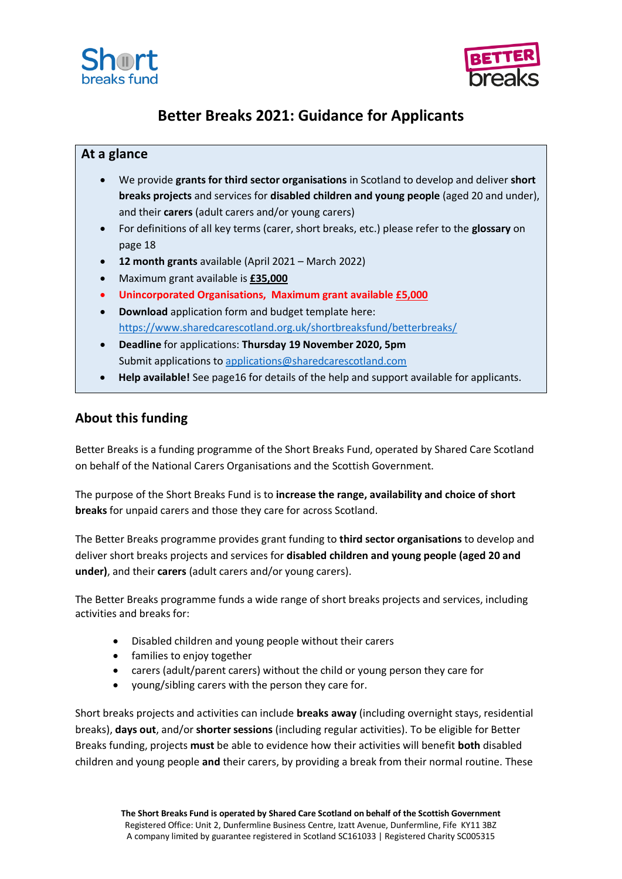# Better Breaks 2021: Guidance for Applicants

## At a glance

- We provide **grants for third sector organisations** in Scotland to develop and deliver **short breaks projects** and services for **disabled children and young people** (aged 20 and under), and their **carers** (adult carers and/or young carers)
- For definitions of all key terms (carer, short breaks, etc.) please refer to the **glossary** on page 18
- **12 month grants** available (April 2021 – March 2022)
- Maximum grant available is **£35,000**
- **Unincorporated Organisations, Maximum grant available £5,000**
- **Download** application form and budget template here: https://www.sharedcarescotland.org.uk/shortbreaksfund/betterbreaks/
- **Deadline** for applications: **Thursday 19 November 2020, 5pm**
  Submit applications to applications@sharedcarescotland.com
- **Help available!** See page16 for details of the help and support available for applicants.

## About this funding

Better Breaks is a funding programme of the Short Breaks Fund, operated by Shared Care Scotland on behalf of the National Carers Organisations and the Scottish Government.

The purpose of the Short Breaks Fund is to **increase the range, availability and choice of short breaks** for unpaid carers and those they care for across Scotland.

The Better Breaks programme provides grant funding to **third sector organisations** to develop and deliver short breaks projects and services for **disabled children and young people (aged 20 and under)**, and their **carers** (adult carers and/or young carers).

The Better Breaks programme funds a wide range of short breaks projects and services, including activities and breaks for:

- Disabled children and young people without their carers
- families to enjoy together
- carers (adult/parent carers) without the child or young person they care for
- young/sibling carers with the person they care for.

Short breaks projects and activities can include **breaks away** (including overnight stays, residential breaks), **days out**, and/or **shorter sessions** (including regular activities). To be eligible for Better Breaks funding, projects **must** be able to evidence how their activities will benefit **both** disabled children and young people **and** their carers, by providing a break from their normal routine. These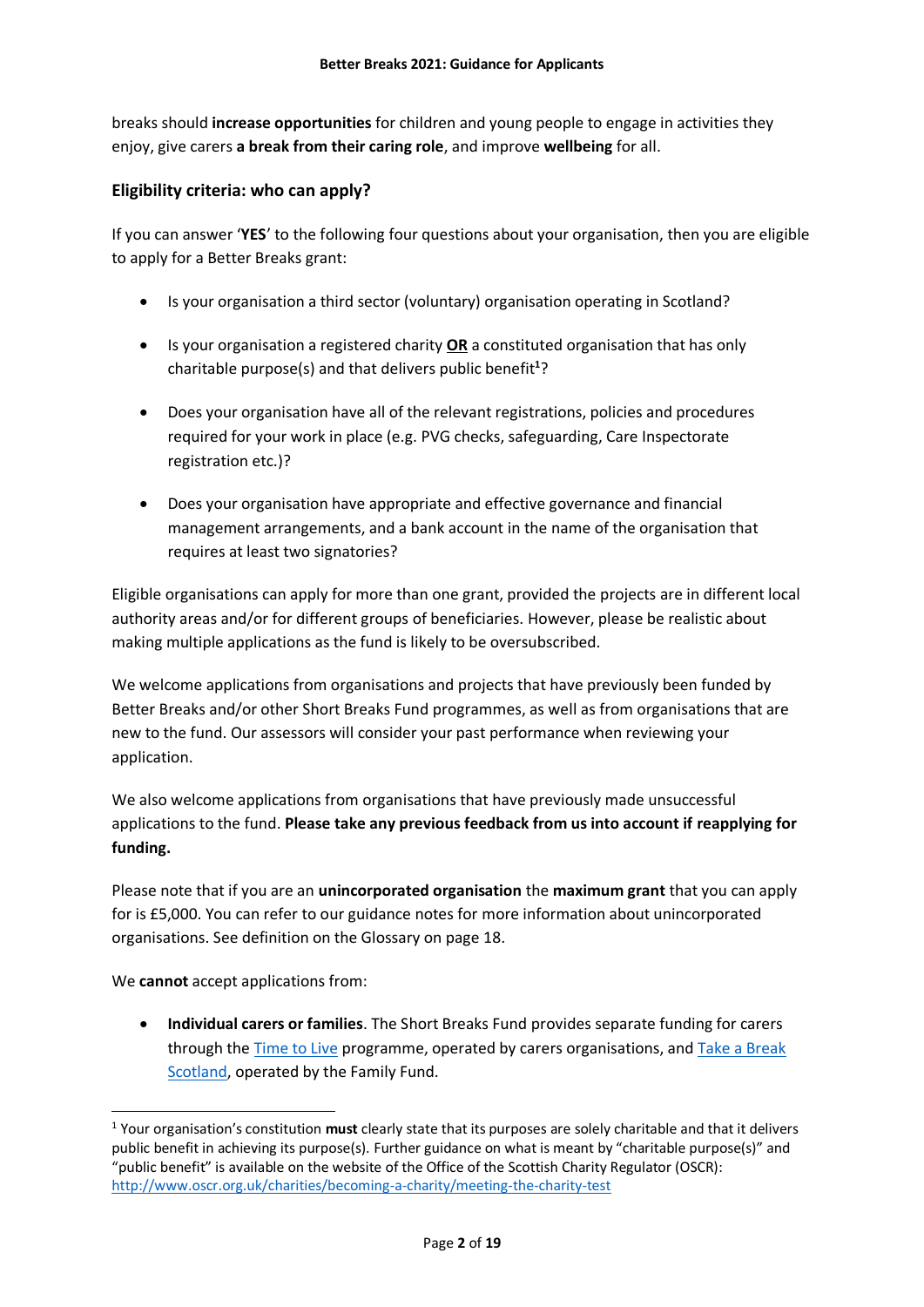breaks should **increase opportunities** for children and young people to engage in activities they enjoy, give carers **a break from their caring role**, and improve **wellbeing** for all.

### Eligibility criteria: who can apply?

If you can answer '**YES**' to the following four questions about your organisation, then you are eligible to apply for a Better Breaks grant:

- Is your organisation a third sector (voluntary) organisation operating in Scotland?
- Is your organisation a registered charity **OR** a constituted organisation that has only charitable purpose(s) and that delivers public benefit[1]?
- Does your organisation have all of the relevant registrations, policies and procedures required for your work in place (e.g. PVG checks, safeguarding, Care Inspectorate registration etc.)?
- Does your organisation have appropriate and effective governance and financial management arrangements, and a bank account in the name of the organisation that requires at least two signatories?

Eligible organisations can apply for more than one grant, provided the projects are in different local authority areas and/or for different groups of beneficiaries. However, please be realistic about making multiple applications as the fund is likely to be oversubscribed.

We welcome applications from organisations and projects that have previously been funded by Better Breaks and/or other Short Breaks Fund programmes, as well as from organisations that are new to the fund. Our assessors will consider your past performance when reviewing your application.

We also welcome applications from organisations that have previously made unsuccessful applications to the fund. **Please take any previous feedback from us into account if reapplying for funding.**

Please note that if you are an **unincorporated organisation** the **maximum grant** that you can apply for is £5,000. You can refer to our guidance notes for more information about unincorporated organisations. See definition on the Glossary on page 18.

We **cannot** accept applications from:

- **Individual carers or families**. The Short Breaks Fund provides separate funding for carers through the Time to Live programme, operated by carers organisations, and Take a Break Scotland, operated by the Family Fund.

[1] Your organisation's constitution **must** clearly state that its purposes are solely charitable and that it delivers public benefit in achieving its purpose(s). Further guidance on what is meant by "charitable purpose(s)" and "public benefit" is available on the website of the Office of the Scottish Charity Regulator (OSCR): http://www.oscr.org.uk/charities/becoming-a-charity/meeting-the-charity-test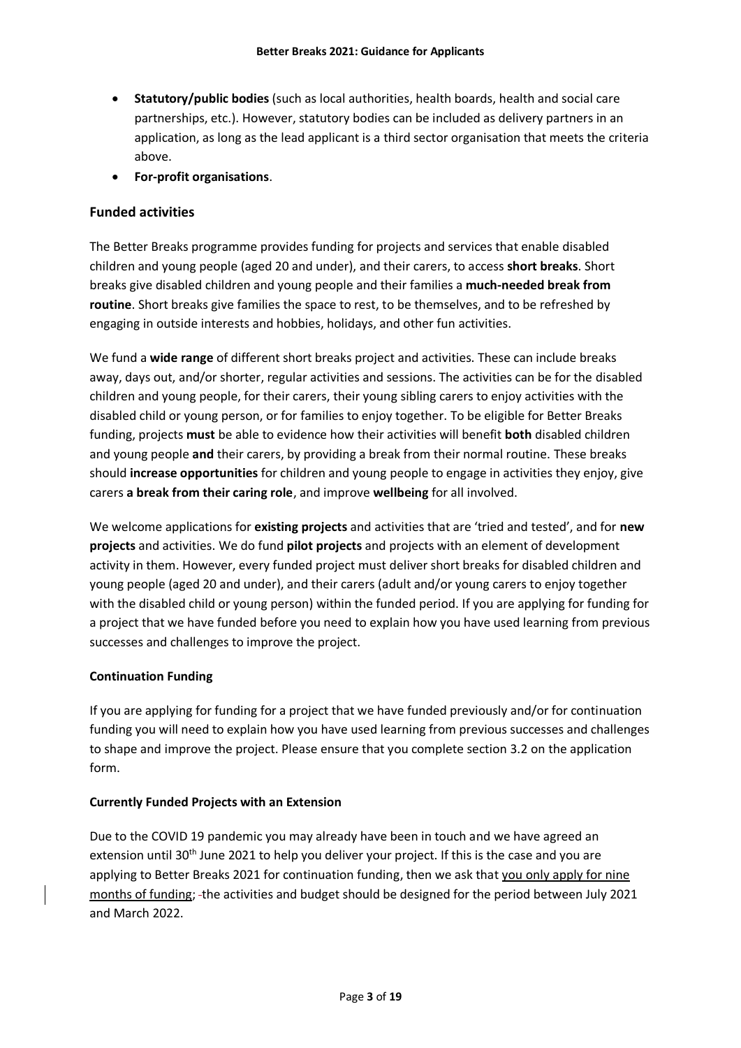- **Statutory/public bodies** (such as local authorities, health boards, health and social care partnerships, etc.). However, statutory bodies can be included as delivery partners in an application, as long as the lead applicant is a third sector organisation that meets the criteria above.
- **For-profit organisations**.

## Funded activities

The Better Breaks programme provides funding for projects and services that enable disabled children and young people (aged 20 and under), and their carers, to access **short breaks**. Short breaks give disabled children and young people and their families a **much-needed break from routine**. Short breaks give families the space to rest, to be themselves, and to be refreshed by engaging in outside interests and hobbies, holidays, and other fun activities.

We fund a **wide range** of different short breaks project and activities. These can include breaks away, days out, and/or shorter, regular activities and sessions. The activities can be for the disabled children and young people, for their carers, their young sibling carers to enjoy activities with the disabled child or young person, or for families to enjoy together. To be eligible for Better Breaks funding, projects **must** be able to evidence how their activities will benefit **both** disabled children and young people **and** their carers, by providing a break from their normal routine. These breaks should **increase opportunities** for children and young people to engage in activities they enjoy, give carers **a break from their caring role**, and improve **wellbeing** for all involved.

We welcome applications for **existing projects** and activities that are 'tried and tested', and for **new projects** and activities. We do fund **pilot projects** and projects with an element of development activity in them. However, every funded project must deliver short breaks for disabled children and young people (aged 20 and under), and their carers (adult and/or young carers to enjoy together with the disabled child or young person) within the funded period. If you are applying for funding for a project that we have funded before you need to explain how you have used learning from previous successes and challenges to improve the project.

### Continuation Funding

If you are applying for funding for a project that we have funded previously and/or for continuation funding you will need to explain how you have used learning from previous successes and challenges to shape and improve the project. Please ensure that you complete section 3.2 on the application form.

### Currently Funded Projects with an Extension

Due to the COVID 19 pandemic you may already have been in touch and we have agreed an extension until 30th June 2021 to help you deliver your project. If this is the case and you are applying to Better Breaks 2021 for continuation funding, then we ask that you only apply for nine months of funding; the activities and budget should be designed for the period between July 2021 and March 2022.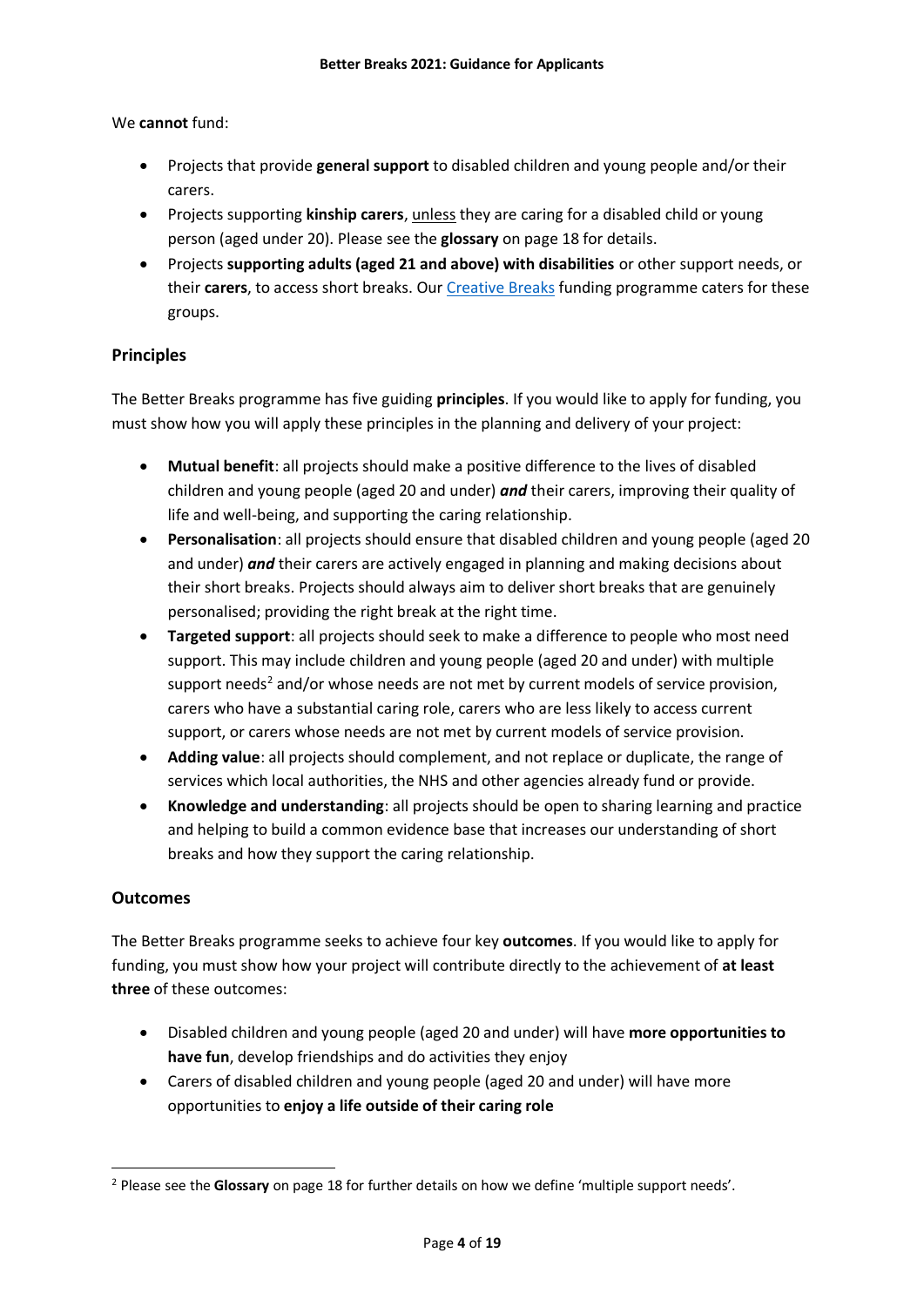We **cannot** fund:

- Projects that provide **general support** to disabled children and young people and/or their carers.
- Projects supporting **kinship carers**, unless they are caring for a disabled child or young person (aged under 20). Please see the **glossary** on page 18 for details.
- Projects **supporting adults (aged 21 and above) with disabilities** or other support needs, or their **carers**, to access short breaks. Our Creative Breaks funding programme caters for these groups.

## Principles

The Better Breaks programme has five guiding **principles**. If you would like to apply for funding, you must show how you will apply these principles in the planning and delivery of your project:

- **Mutual benefit**: all projects should make a positive difference to the lives of disabled children and young people (aged 20 and under) ***and*** their carers, improving their quality of life and well-being, and supporting the caring relationship.
- **Personalisation**: all projects should ensure that disabled children and young people (aged 20 and under) ***and*** their carers are actively engaged in planning and making decisions about their short breaks. Projects should always aim to deliver short breaks that are genuinely personalised; providing the right break at the right time.
- **Targeted support**: all projects should seek to make a difference to people who most need support. This may include children and young people (aged 20 and under) with multiple support needs[2] and/or whose needs are not met by current models of service provision, carers who have a substantial caring role, carers who are less likely to access current support, or carers whose needs are not met by current models of service provision.
- **Adding value**: all projects should complement, and not replace or duplicate, the range of services which local authorities, the NHS and other agencies already fund or provide.
- **Knowledge and understanding**: all projects should be open to sharing learning and practice and helping to build a common evidence base that increases our understanding of short breaks and how they support the caring relationship.

## Outcomes

The Better Breaks programme seeks to achieve four key **outcomes**. If you would like to apply for funding, you must show how your project will contribute directly to the achievement of **at least three** of these outcomes:

- Disabled children and young people (aged 20 and under) will have **more opportunities to have fun**, develop friendships and do activities they enjoy
- Carers of disabled children and young people (aged 20 and under) will have more opportunities to **enjoy a life outside of their caring role**

[2] Please see the **Glossary** on page 18 for further details on how we define 'multiple support needs'.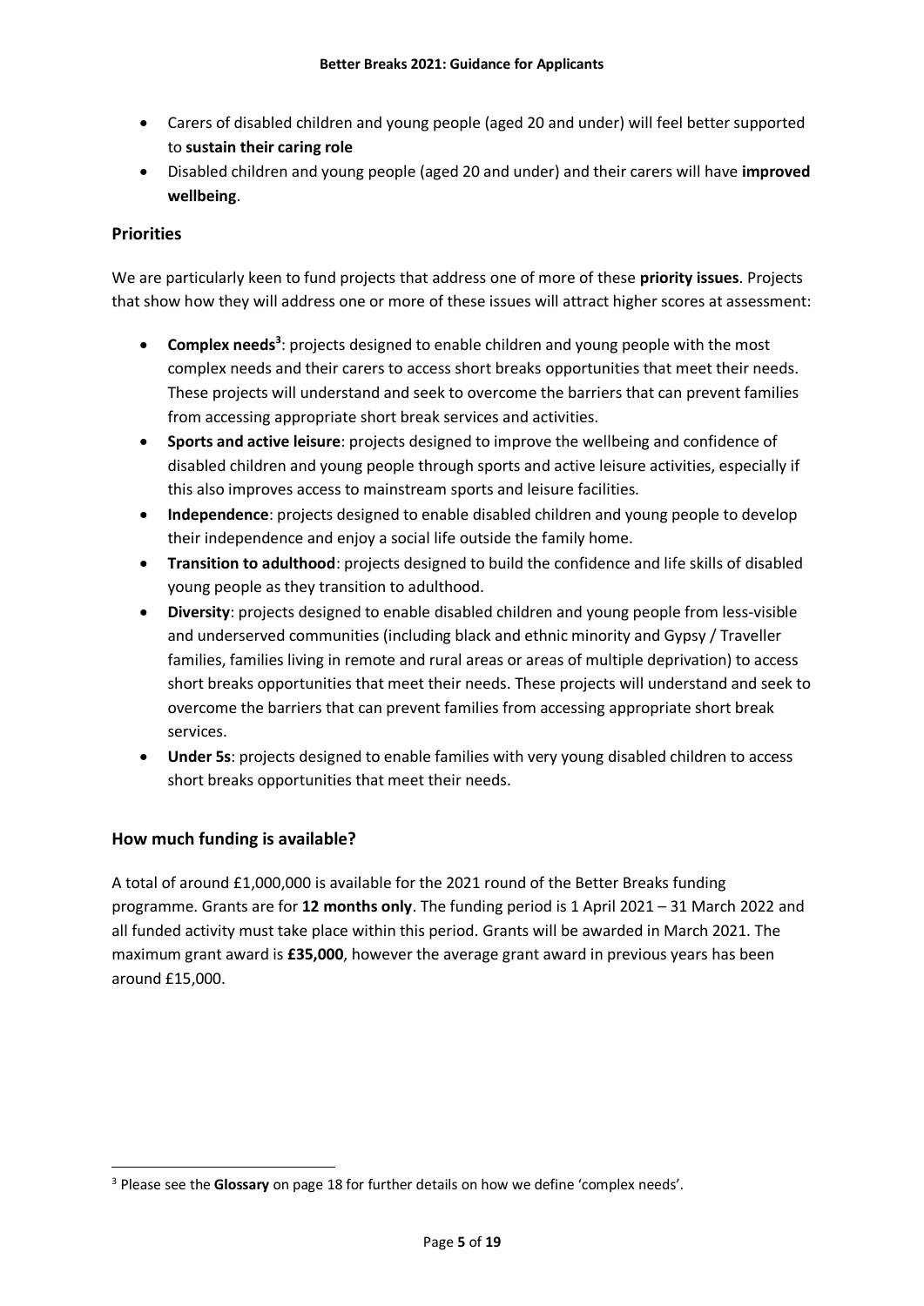- Carers of disabled children and young people (aged 20 and under) will feel better supported to **sustain their caring role**
- Disabled children and young people (aged 20 and under) and their carers will have **improved wellbeing**.

## Priorities

We are particularly keen to fund projects that address one of more of these **priority issues**. Projects that show how they will address one or more of these issues will attract higher scores at assessment:

- **Complex needs**[3]: projects designed to enable children and young people with the most complex needs and their carers to access short breaks opportunities that meet their needs. These projects will understand and seek to overcome the barriers that can prevent families from accessing appropriate short break services and activities.
- **Sports and active leisure**: projects designed to improve the wellbeing and confidence of disabled children and young people through sports and active leisure activities, especially if this also improves access to mainstream sports and leisure facilities.
- **Independence**: projects designed to enable disabled children and young people to develop their independence and enjoy a social life outside the family home.
- **Transition to adulthood**: projects designed to build the confidence and life skills of disabled young people as they transition to adulthood.
- **Diversity**: projects designed to enable disabled children and young people from less-visible and underserved communities (including black and ethnic minority and Gypsy / Traveller families, families living in remote and rural areas or areas of multiple deprivation) to access short breaks opportunities that meet their needs. These projects will understand and seek to overcome the barriers that can prevent families from accessing appropriate short break services.
- **Under 5s**: projects designed to enable families with very young disabled children to access short breaks opportunities that meet their needs.

## How much funding is available?

A total of around £1,000,000 is available for the 2021 round of the Better Breaks funding programme. Grants are for **12 months only**. The funding period is 1 April 2021 – 31 March 2022 and all funded activity must take place within this period. Grants will be awarded in March 2021. The maximum grant award is **£35,000**, however the average grant award in previous years has been around £15,000.

[3] Please see the **Glossary** on page 18 for further details on how we define 'complex needs'.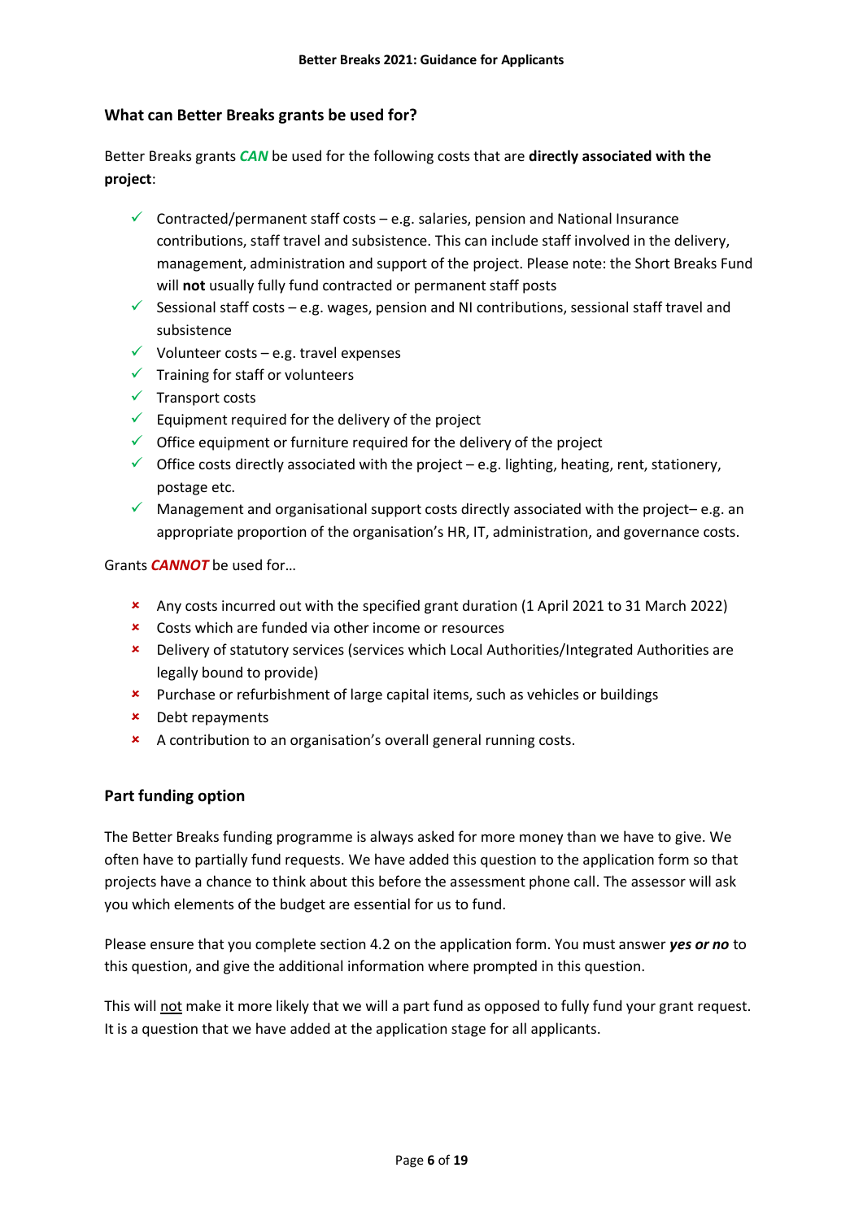## What can Better Breaks grants be used for?

Better Breaks grants ***CAN*** be used for the following costs that are **directly associated with the project**:

- ✓ Contracted/permanent staff costs – e.g. salaries, pension and National Insurance contributions, staff travel and subsistence. This can include staff involved in the delivery, management, administration and support of the project. Please note: the Short Breaks Fund will **not** usually fully fund contracted or permanent staff posts
- ✓ Sessional staff costs – e.g. wages, pension and NI contributions, sessional staff travel and subsistence
- ✓ Volunteer costs – e.g. travel expenses
- ✓ Training for staff or volunteers
- ✓ Transport costs
- ✓ Equipment required for the delivery of the project
- ✓ Office equipment or furniture required for the delivery of the project
- ✓ Office costs directly associated with the project – e.g. lighting, heating, rent, stationery, postage etc.
- ✓ Management and organisational support costs directly associated with the project– e.g. an appropriate proportion of the organisation's HR, IT, administration, and governance costs.

Grants ***CANNOT*** be used for…

- ✗ Any costs incurred out with the specified grant duration (1 April 2021 to 31 March 2022)
- ✗ Costs which are funded via other income or resources
- ✗ Delivery of statutory services (services which Local Authorities/Integrated Authorities are legally bound to provide)
- ✗ Purchase or refurbishment of large capital items, such as vehicles or buildings
- ✗ Debt repayments
- ✗ A contribution to an organisation's overall general running costs.

## Part funding option

The Better Breaks funding programme is always asked for more money than we have to give. We often have to partially fund requests. We have added this question to the application form so that projects have a chance to think about this before the assessment phone call. The assessor will ask you which elements of the budget are essential for us to fund.

Please ensure that you complete section 4.2 on the application form. You must answer ***yes or no*** to this question, and give the additional information where prompted in this question.

This will <u>not</u> make it more likely that we will a part fund as opposed to fully fund your grant request. It is a question that we have added at the application stage for all applicants.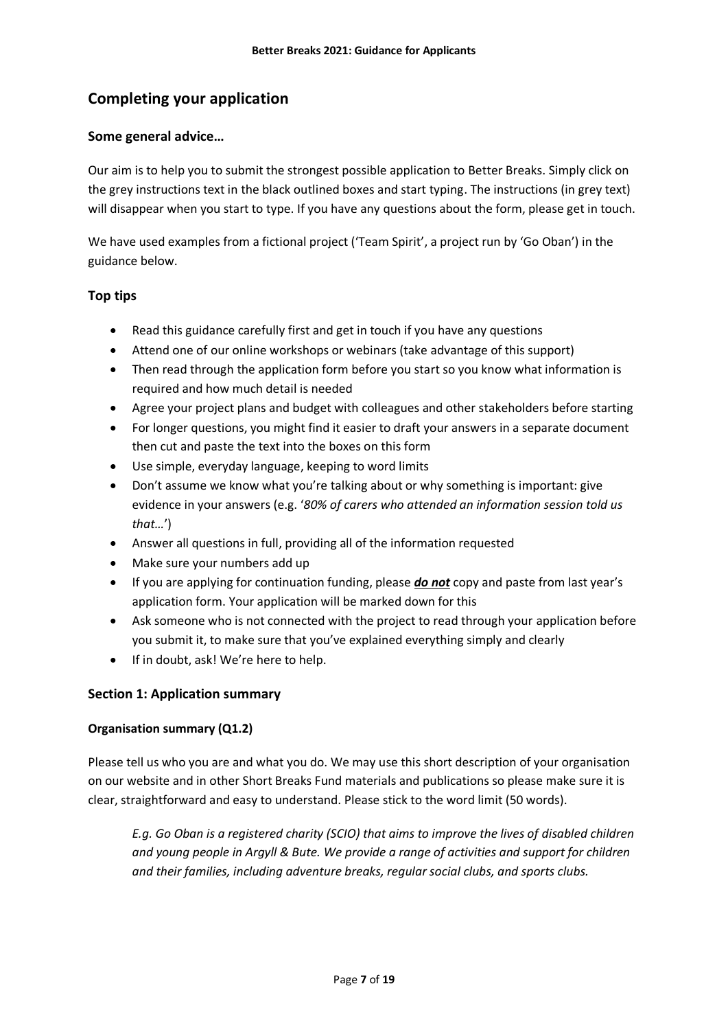## Completing your application

### Some general advice…

Our aim is to help you to submit the strongest possible application to Better Breaks. Simply click on the grey instructions text in the black outlined boxes and start typing. The instructions (in grey text) will disappear when you start to type. If you have any questions about the form, please get in touch.

We have used examples from a fictional project ('Team Spirit', a project run by 'Go Oban') in the guidance below.

### Top tips

- Read this guidance carefully first and get in touch if you have any questions
- Attend one of our online workshops or webinars (take advantage of this support)
- Then read through the application form before you start so you know what information is required and how much detail is needed
- Agree your project plans and budget with colleagues and other stakeholders before starting
- For longer questions, you might find it easier to draft your answers in a separate document then cut and paste the text into the boxes on this form
- Use simple, everyday language, keeping to word limits
- Don't assume we know what you're talking about or why something is important: give evidence in your answers (e.g. '*80% of carers who attended an information session told us that…*')
- Answer all questions in full, providing all of the information requested
- Make sure your numbers add up
- If you are applying for continuation funding, please ***do not*** copy and paste from last year's application form. Your application will be marked down for this
- Ask someone who is not connected with the project to read through your application before you submit it, to make sure that you've explained everything simply and clearly
- If in doubt, ask! We're here to help.

### Section 1: Application summary

#### Organisation summary (Q1.2)

Please tell us who you are and what you do. We may use this short description of your organisation on our website and in other Short Breaks Fund materials and publications so please make sure it is clear, straightforward and easy to understand. Please stick to the word limit (50 words).

> *E.g. Go Oban is a registered charity (SCIO) that aims to improve the lives of disabled children and young people in Argyll & Bute. We provide a range of activities and support for children and their families, including adventure breaks, regular social clubs, and sports clubs.*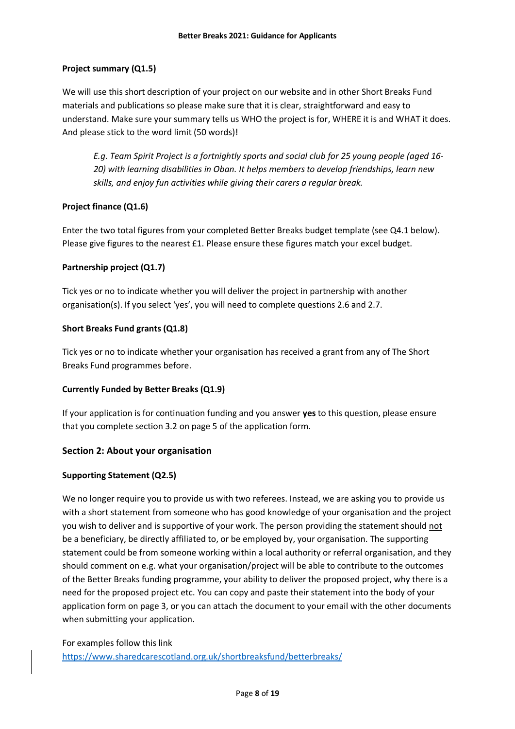### Project summary (Q1.5)

We will use this short description of your project on our website and in other Short Breaks Fund materials and publications so please make sure that it is clear, straightforward and easy to understand. Make sure your summary tells us WHO the project is for, WHERE it is and WHAT it does. And please stick to the word limit (50 words)!

> *E.g. Team Spirit Project is a fortnightly sports and social club for 25 young people (aged 16-20) with learning disabilities in Oban. It helps members to develop friendships, learn new skills, and enjoy fun activities while giving their carers a regular break.*

### Project finance (Q1.6)

Enter the two total figures from your completed Better Breaks budget template (see Q4.1 below). Please give figures to the nearest £1. Please ensure these figures match your excel budget.

### Partnership project (Q1.7)

Tick yes or no to indicate whether you will deliver the project in partnership with another organisation(s). If you select 'yes', you will need to complete questions 2.6 and 2.7.

### Short Breaks Fund grants (Q1.8)

Tick yes or no to indicate whether your organisation has received a grant from any of The Short Breaks Fund programmes before.

### Currently Funded by Better Breaks (Q1.9)

If your application is for continuation funding and you answer **yes** to this question, please ensure that you complete section 3.2 on page 5 of the application form.

## Section 2: About your organisation

### Supporting Statement (Q2.5)

We no longer require you to provide us with two referees. Instead, we are asking you to provide us with a short statement from someone who has good knowledge of your organisation and the project you wish to deliver and is supportive of your work. The person providing the statement should <u>not</u> be a beneficiary, be directly affiliated to, or be employed by, your organisation. The supporting statement could be from someone working within a local authority or referral organisation, and they should comment on e.g. what your organisation/project will be able to contribute to the outcomes of the Better Breaks funding programme, your ability to deliver the proposed project, why there is a need for the proposed project etc. You can copy and paste their statement into the body of your application form on page 3, or you can attach the document to your email with the other documents when submitting your application.

For examples follow this link
https://www.sharedcarescotland.org.uk/shortbreaksfund/betterbreaks/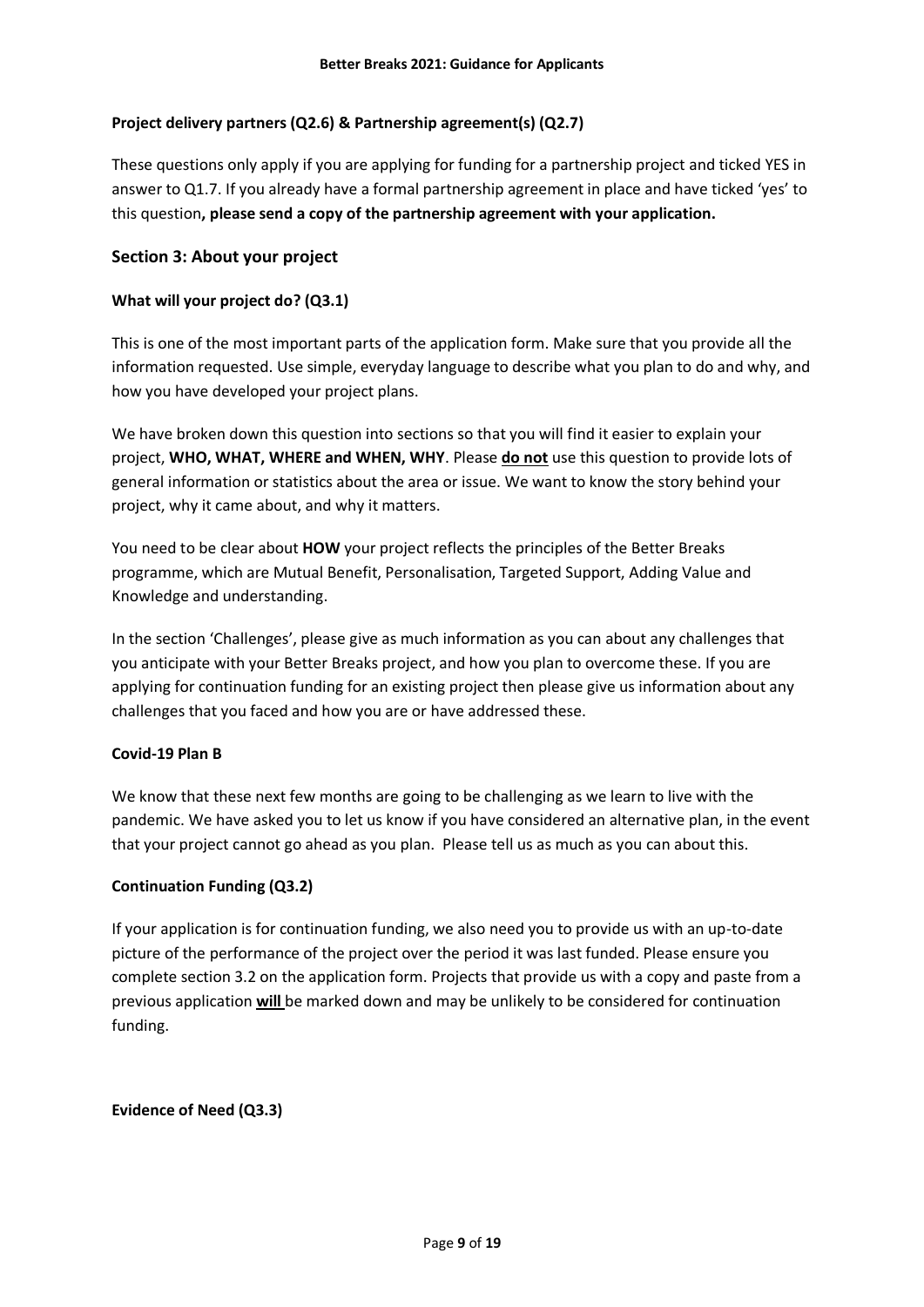**Project delivery partners (Q2.6) & Partnership agreement(s) (Q2.7)**

These questions only apply if you are applying for funding for a partnership project and ticked YES in answer to Q1.7. If you already have a formal partnership agreement in place and have ticked 'yes' to this question**, please send a copy of the partnership agreement with your application.**

## Section 3: About your project

**What will your project do? (Q3.1)**

This is one of the most important parts of the application form. Make sure that you provide all the information requested. Use simple, everyday language to describe what you plan to do and why, and how you have developed your project plans.

We have broken down this question into sections so that you will find it easier to explain your project, **WHO, WHAT, WHERE and WHEN, WHY**. Please **do not** use this question to provide lots of general information or statistics about the area or issue. We want to know the story behind your project, why it came about, and why it matters.

You need to be clear about **HOW** your project reflects the principles of the Better Breaks programme, which are Mutual Benefit, Personalisation, Targeted Support, Adding Value and Knowledge and understanding.

In the section 'Challenges', please give as much information as you can about any challenges that you anticipate with your Better Breaks project, and how you plan to overcome these. If you are applying for continuation funding for an existing project then please give us information about any challenges that you faced and how you are or have addressed these.

**Covid-19 Plan B**

We know that these next few months are going to be challenging as we learn to live with the pandemic. We have asked you to let us know if you have considered an alternative plan, in the event that your project cannot go ahead as you plan. Please tell us as much as you can about this.

**Continuation Funding (Q3.2)**

If your application is for continuation funding, we also need you to provide us with an up-to-date picture of the performance of the project over the period it was last funded. Please ensure you complete section 3.2 on the application form. Projects that provide us with a copy and paste from a previous application **will** be marked down and may be unlikely to be considered for continuation funding.

**Evidence of Need (Q3.3)**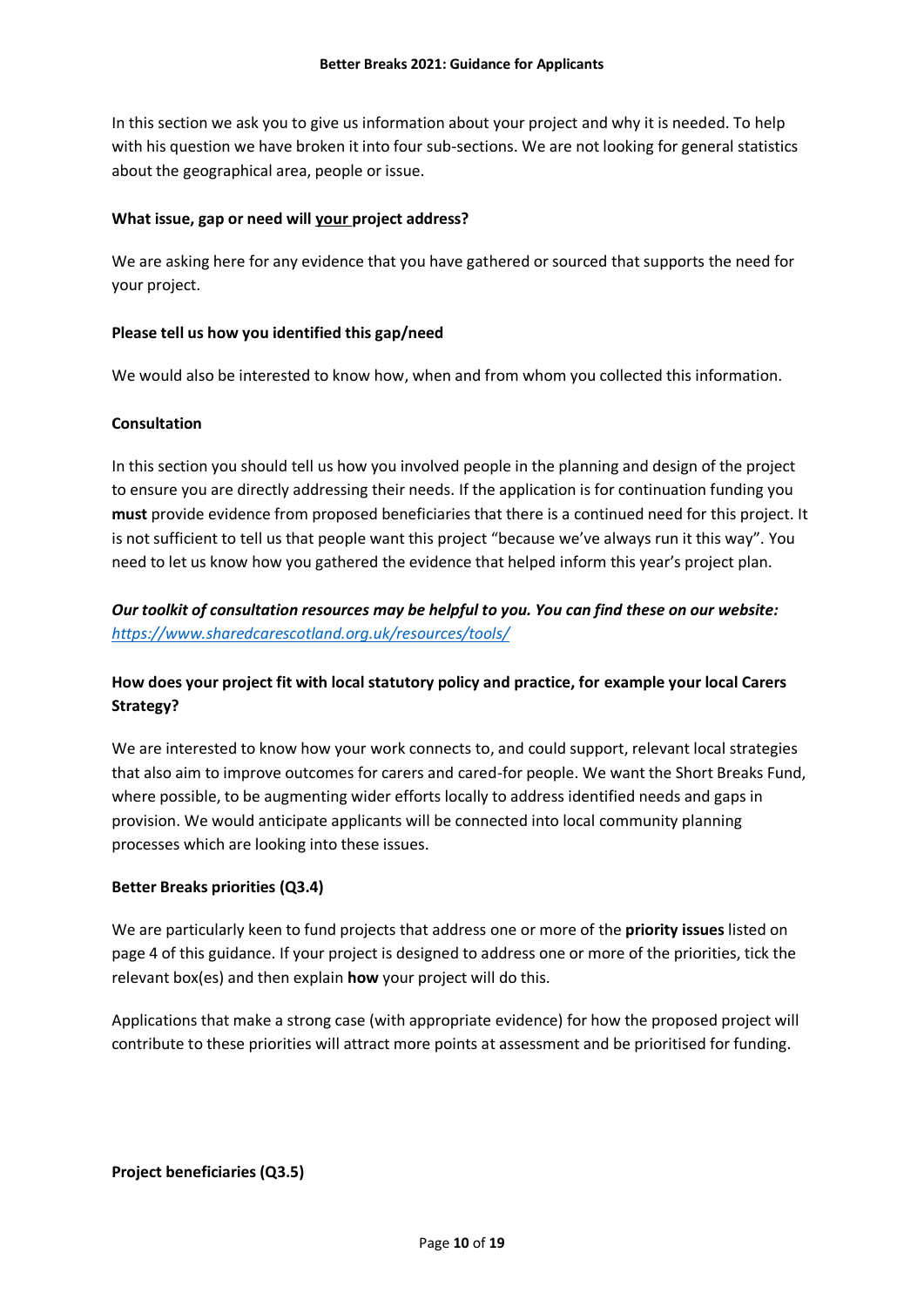In this section we ask you to give us information about your project and why it is needed. To help with his question we have broken it into four sub-sections. We are not looking for general statistics about the geographical area, people or issue.

**What issue, gap or need will <u>your</u> project address?**

We are asking here for any evidence that you have gathered or sourced that supports the need for your project.

**Please tell us how you identified this gap/need**

We would also be interested to know how, when and from whom you collected this information.

**Consultation**

In this section you should tell us how you involved people in the planning and design of the project to ensure you are directly addressing their needs. If the application is for continuation funding you **must** provide evidence from proposed beneficiaries that there is a continued need for this project. It is not sufficient to tell us that people want this project "because we've always run it this way". You need to let us know how you gathered the evidence that helped inform this year's project plan.

***Our toolkit of consultation resources may be helpful to you. You can find these on our website:*** [*https://www.sharedcarescotland.org.uk/resources/tools/*](https://www.sharedcarescotland.org.uk/resources/tools/)

**How does your project fit with local statutory policy and practice, for example your local Carers Strategy?**

We are interested to know how your work connects to, and could support, relevant local strategies that also aim to improve outcomes for carers and cared-for people. We want the Short Breaks Fund, where possible, to be augmenting wider efforts locally to address identified needs and gaps in provision. We would anticipate applicants will be connected into local community planning processes which are looking into these issues.

**Better Breaks priorities (Q3.4)**

We are particularly keen to fund projects that address one or more of the **priority issues** listed on page 4 of this guidance. If your project is designed to address one or more of the priorities, tick the relevant box(es) and then explain **how** your project will do this.

Applications that make a strong case (with appropriate evidence) for how the proposed project will contribute to these priorities will attract more points at assessment and be prioritised for funding.

**Project beneficiaries (Q3.5)**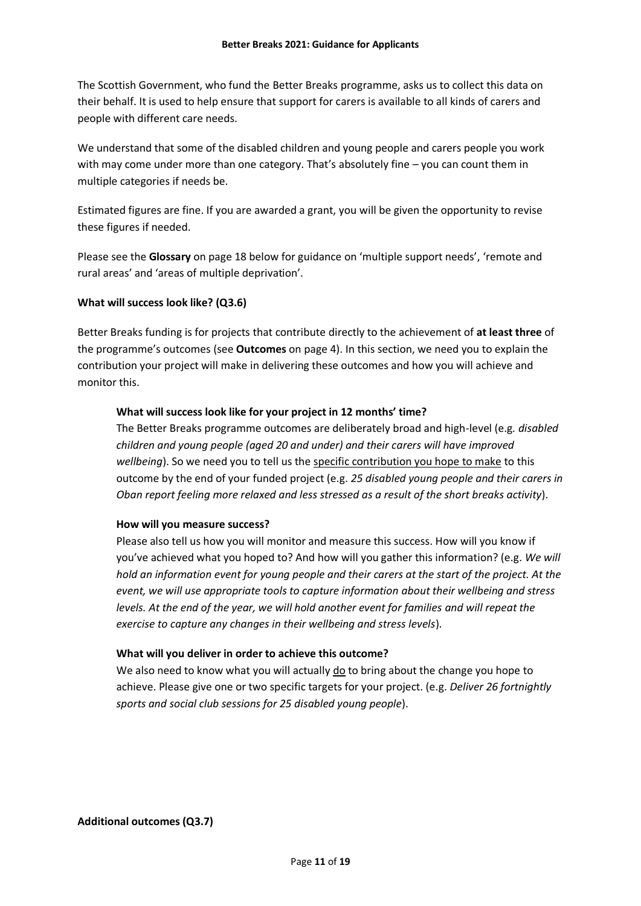The Scottish Government, who fund the Better Breaks programme, asks us to collect this data on their behalf. It is used to help ensure that support for carers is available to all kinds of carers and people with different care needs.

We understand that some of the disabled children and young people and carers people you work with may come under more than one category. That's absolutely fine – you can count them in multiple categories if needs be.

Estimated figures are fine. If you are awarded a grant, you will be given the opportunity to revise these figures if needed.

Please see the **Glossary** on page 18 below for guidance on 'multiple support needs', 'remote and rural areas' and 'areas of multiple deprivation'.

**What will success look like? (Q3.6)**

Better Breaks funding is for projects that contribute directly to the achievement of **at least three** of the programme's outcomes (see **Outcomes** on page 4). In this section, we need you to explain the contribution your project will make in delivering these outcomes and how you will achieve and monitor this.

> **What will success look like for your project in 12 months' time?**
>
> The Better Breaks programme outcomes are deliberately broad and high-level (e.g. *disabled children and young people (aged 20 and under) and their carers will have improved wellbeing*). So we need you to tell us the <u>specific contribution you hope to make</u> to this outcome by the end of your funded project (e.g. *25 disabled young people and their carers in Oban report feeling more relaxed and less stressed as a result of the short breaks activity*).
>
> **How will you measure success?**
>
> Please also tell us how you will monitor and measure this success. How will you know if you've achieved what you hoped to? And how will you gather this information? (e.g. *We will hold an information event for young people and their carers at the start of the project. At the event, we will use appropriate tools to capture information about their wellbeing and stress levels. At the end of the year, we will hold another event for families and will repeat the exercise to capture any changes in their wellbeing and stress levels*).
>
> **What will you deliver in order to achieve this outcome?**
>
> We also need to know what you will actually <u>do</u> to bring about the change you hope to achieve. Please give one or two specific targets for your project. (e.g. *Deliver 26 fortnightly sports and social club sessions for 25 disabled young people*).

**Additional outcomes (Q3.7)**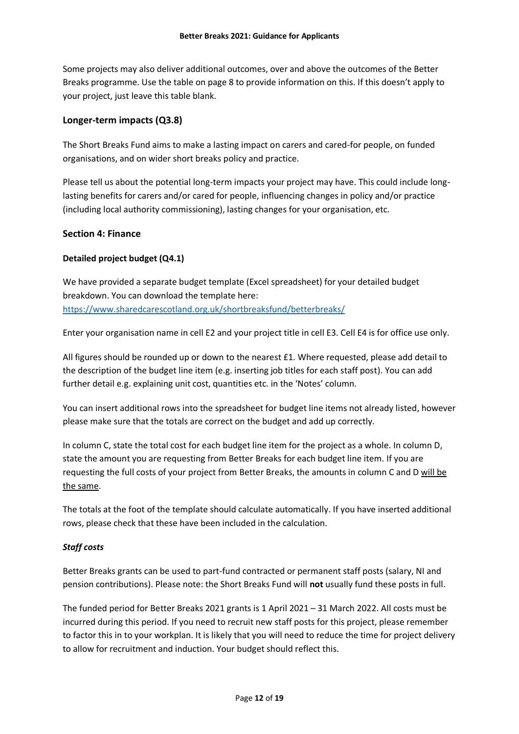Some projects may also deliver additional outcomes, over and above the outcomes of the Better Breaks programme. Use the table on page 8 to provide information on this. If this doesn't apply to your project, just leave this table blank.

### Longer-term impacts (Q3.8)

The Short Breaks Fund aims to make a lasting impact on carers and cared-for people, on funded organisations, and on wider short breaks policy and practice.

Please tell us about the potential long-term impacts your project may have. This could include long-lasting benefits for carers and/or cared for people, influencing changes in policy and/or practice (including local authority commissioning), lasting changes for your organisation, etc.

### Section 4: Finance

#### Detailed project budget (Q4.1)

We have provided a separate budget template (Excel spreadsheet) for your detailed budget breakdown. You can download the template here: https://www.sharedcarescotland.org.uk/shortbreaksfund/betterbreaks/

Enter your organisation name in cell E2 and your project title in cell E3. Cell E4 is for office use only.

All figures should be rounded up or down to the nearest £1. Where requested, please add detail to the description of the budget line item (e.g. inserting job titles for each staff post). You can add further detail e.g. explaining unit cost, quantities etc. in the 'Notes' column.

You can insert additional rows into the spreadsheet for budget line items not already listed, however please make sure that the totals are correct on the budget and add up correctly.

In column C, state the total cost for each budget line item for the project as a whole. In column D, state the amount you are requesting from Better Breaks for each budget line item. If you are requesting the full costs of your project from Better Breaks, the amounts in column C and D will be the same.

The totals at the foot of the template should calculate automatically. If you have inserted additional rows, please check that these have been included in the calculation.

#### *Staff costs*

Better Breaks grants can be used to part-fund contracted or permanent staff posts (salary, NI and pension contributions). Please note: the Short Breaks Fund will **not** usually fund these posts in full.

The funded period for Better Breaks 2021 grants is 1 April 2021 – 31 March 2022. All costs must be incurred during this period. If you need to recruit new staff posts for this project, please remember to factor this in to your workplan. It is likely that you will need to reduce the time for project delivery to allow for recruitment and induction. Your budget should reflect this.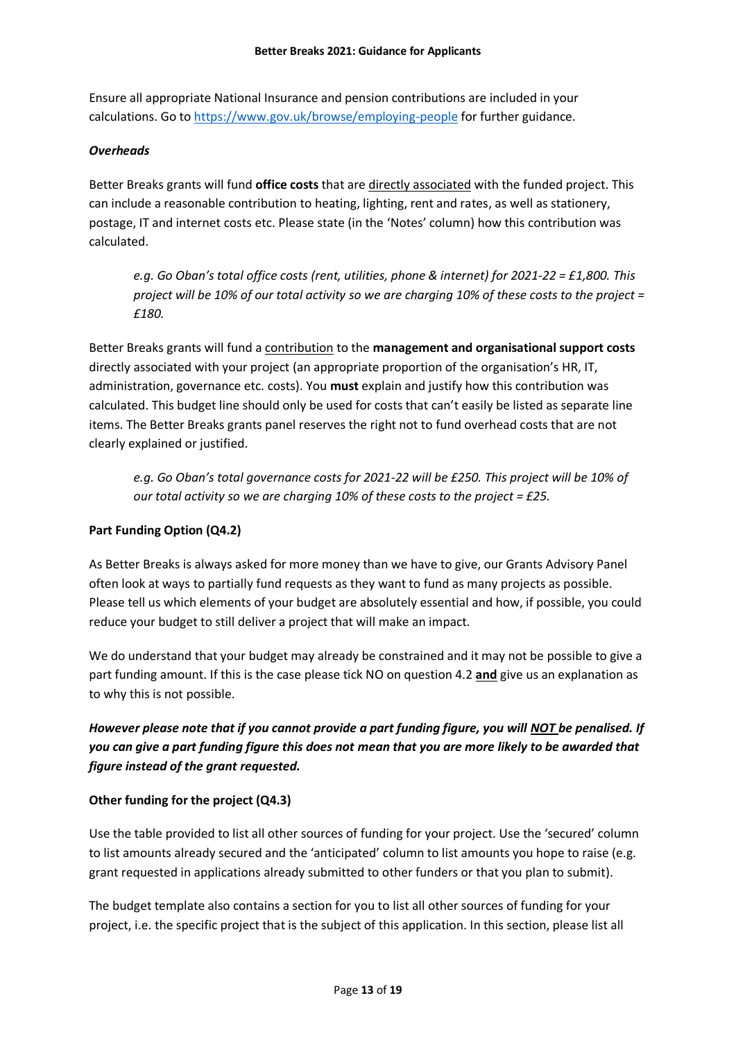Ensure all appropriate National Insurance and pension contributions are included in your calculations. Go to https://www.gov.uk/browse/employing-people for further guidance.

***Overheads***

Better Breaks grants will fund **office costs** that are directly associated with the funded project. This can include a reasonable contribution to heating, lighting, rent and rates, as well as stationery, postage, IT and internet costs etc. Please state (in the 'Notes' column) how this contribution was calculated.

> *e.g. Go Oban's total office costs (rent, utilities, phone & internet) for 2021-22 = £1,800. This project will be 10% of our total activity so we are charging 10% of these costs to the project = £180.*

Better Breaks grants will fund a contribution to the **management and organisational support costs** directly associated with your project (an appropriate proportion of the organisation's HR, IT, administration, governance etc. costs). You **must** explain and justify how this contribution was calculated. This budget line should only be used for costs that can't easily be listed as separate line items. The Better Breaks grants panel reserves the right not to fund overhead costs that are not clearly explained or justified.

> *e.g. Go Oban's total governance costs for 2021-22 will be £250. This project will be 10% of our total activity so we are charging 10% of these costs to the project = £25.*

**Part Funding Option (Q4.2)**

As Better Breaks is always asked for more money than we have to give, our Grants Advisory Panel often look at ways to partially fund requests as they want to fund as many projects as possible. Please tell us which elements of your budget are absolutely essential and how, if possible, you could reduce your budget to still deliver a project that will make an impact.

We do understand that your budget may already be constrained and it may not be possible to give a part funding amount. If this is the case please tick NO on question 4.2 **and** give us an explanation as to why this is not possible.

***However please note that if you cannot provide a part funding figure, you will NOT be penalised. If you can give a part funding figure this does not mean that you are more likely to be awarded that figure instead of the grant requested.***

**Other funding for the project (Q4.3)**

Use the table provided to list all other sources of funding for your project. Use the 'secured' column to list amounts already secured and the 'anticipated' column to list amounts you hope to raise (e.g. grant requested in applications already submitted to other funders or that you plan to submit).

The budget template also contains a section for you to list all other sources of funding for your project, i.e. the specific project that is the subject of this application. In this section, please list all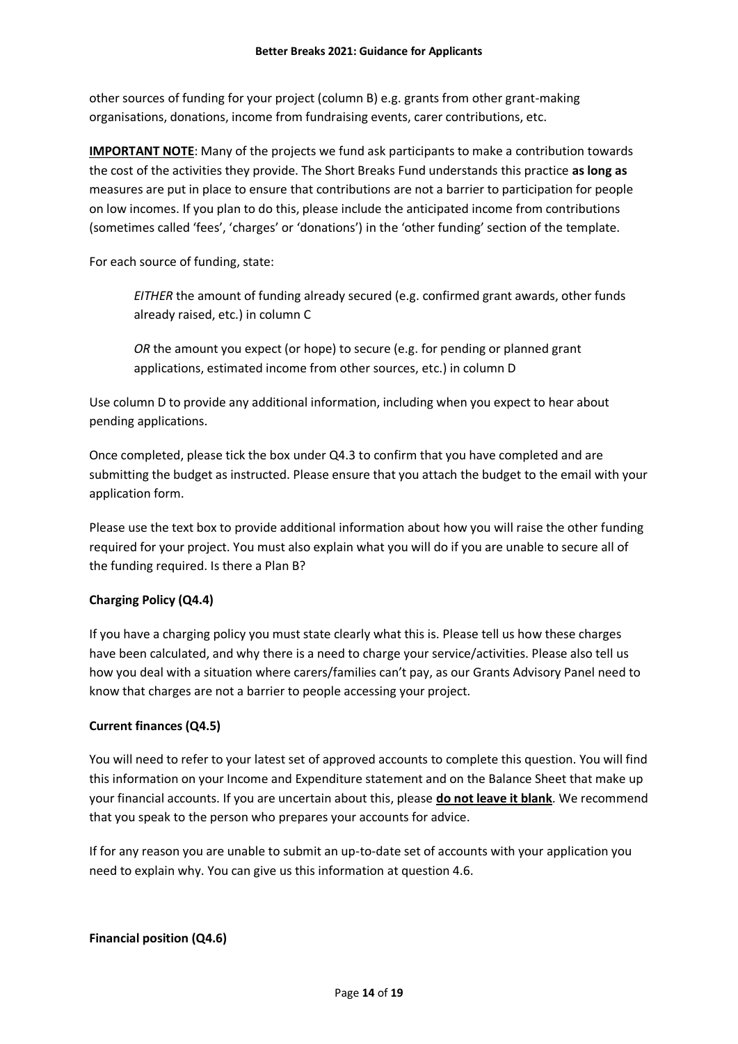other sources of funding for your project (column B) e.g. grants from other grant-making organisations, donations, income from fundraising events, carer contributions, etc.

**IMPORTANT NOTE**: Many of the projects we fund ask participants to make a contribution towards the cost of the activities they provide. The Short Breaks Fund understands this practice **as long as** measures are put in place to ensure that contributions are not a barrier to participation for people on low incomes. If you plan to do this, please include the anticipated income from contributions (sometimes called 'fees', 'charges' or 'donations') in the 'other funding' section of the template.

For each source of funding, state:

> *EITHER* the amount of funding already secured (e.g. confirmed grant awards, other funds already raised, etc.) in column C
>
> *OR* the amount you expect (or hope) to secure (e.g. for pending or planned grant applications, estimated income from other sources, etc.) in column D

Use column D to provide any additional information, including when you expect to hear about pending applications.

Once completed, please tick the box under Q4.3 to confirm that you have completed and are submitting the budget as instructed. Please ensure that you attach the budget to the email with your application form.

Please use the text box to provide additional information about how you will raise the other funding required for your project. You must also explain what you will do if you are unable to secure all of the funding required. Is there a Plan B?

**Charging Policy (Q4.4)**

If you have a charging policy you must state clearly what this is. Please tell us how these charges have been calculated, and why there is a need to charge your service/activities. Please also tell us how you deal with a situation where carers/families can't pay, as our Grants Advisory Panel need to know that charges are not a barrier to people accessing your project.

**Current finances (Q4.5)**

You will need to refer to your latest set of approved accounts to complete this question. You will find this information on your Income and Expenditure statement and on the Balance Sheet that make up your financial accounts. If you are uncertain about this, please **do not leave it blank**. We recommend that you speak to the person who prepares your accounts for advice.

If for any reason you are unable to submit an up-to-date set of accounts with your application you need to explain why. You can give us this information at question 4.6.

**Financial position (Q4.6)**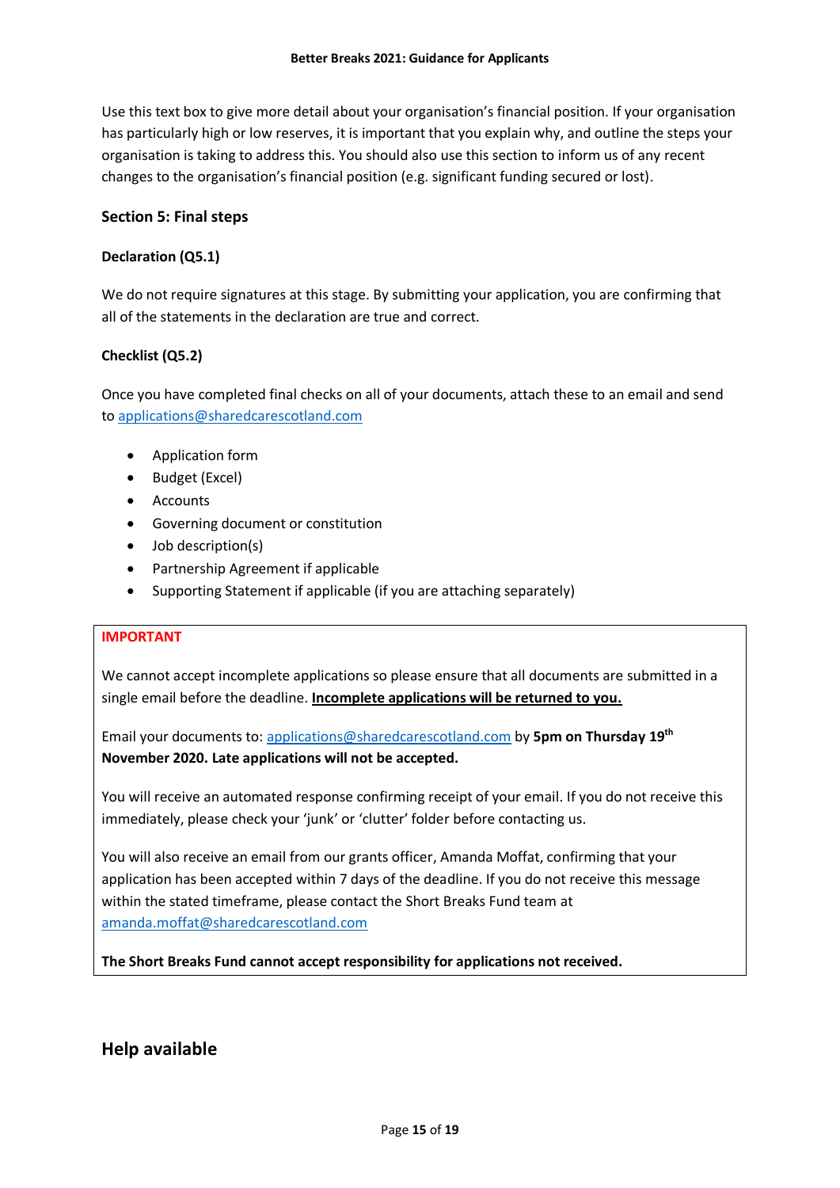Use this text box to give more detail about your organisation's financial position. If your organisation has particularly high or low reserves, it is important that you explain why, and outline the steps your organisation is taking to address this. You should also use this section to inform us of any recent changes to the organisation's financial position (e.g. significant funding secured or lost).

### Section 5: Final steps

**Declaration (Q5.1)**

We do not require signatures at this stage. By submitting your application, you are confirming that all of the statements in the declaration are true and correct.

**Checklist (Q5.2)**

Once you have completed final checks on all of your documents, attach these to an email and send to applications@sharedcarescotland.com

- Application form
- Budget (Excel)
- Accounts
- Governing document or constitution
- Job description(s)
- Partnership Agreement if applicable
- Supporting Statement if applicable (if you are attaching separately)

**IMPORTANT**

We cannot accept incomplete applications so please ensure that all documents are submitted in a single email before the deadline. **Incomplete applications will be returned to you.**

Email your documents to: applications@sharedcarescotland.com by **5pm on Thursday 19th November 2020. Late applications will not be accepted.**

You will receive an automated response confirming receipt of your email. If you do not receive this immediately, please check your 'junk' or 'clutter' folder before contacting us.

You will also receive an email from our grants officer, Amanda Moffat, confirming that your application has been accepted within 7 days of the deadline. If you do not receive this message within the stated timeframe, please contact the Short Breaks Fund team at amanda.moffat@sharedcarescotland.com

**The Short Breaks Fund cannot accept responsibility for applications not received.**

## Help available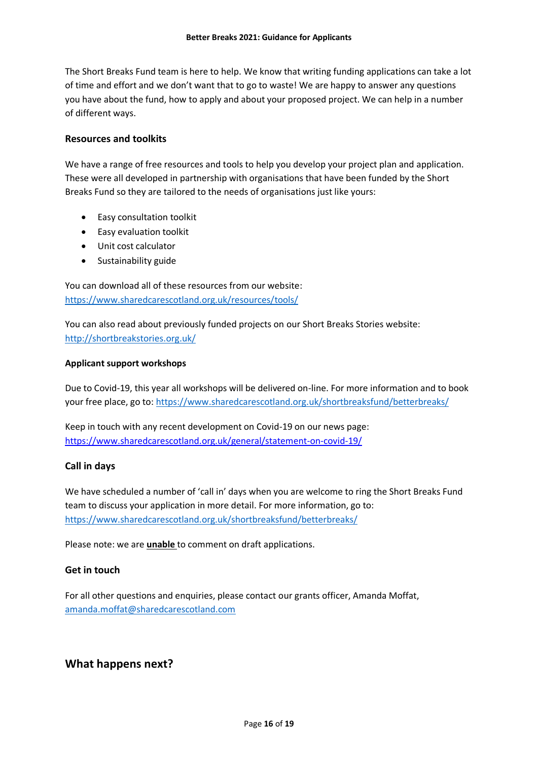The Short Breaks Fund team is here to help. We know that writing funding applications can take a lot of time and effort and we don't want that to go to waste! We are happy to answer any questions you have about the fund, how to apply and about your proposed project. We can help in a number of different ways.

### Resources and toolkits

We have a range of free resources and tools to help you develop your project plan and application. These were all developed in partnership with organisations that have been funded by the Short Breaks Fund so they are tailored to the needs of organisations just like yours:

- Easy consultation toolkit
- Easy evaluation toolkit
- Unit cost calculator
- Sustainability guide

You can download all of these resources from our website: https://www.sharedcarescotland.org.uk/resources/tools/

You can also read about previously funded projects on our Short Breaks Stories website: http://shortbreakstories.org.uk/

#### Applicant support workshops

Due to Covid-19, this year all workshops will be delivered on-line. For more information and to book your free place, go to: https://www.sharedcarescotland.org.uk/shortbreaksfund/betterbreaks/

Keep in touch with any recent development on Covid-19 on our news page: https://www.sharedcarescotland.org.uk/general/statement-on-covid-19/

### Call in days

We have scheduled a number of 'call in' days when you are welcome to ring the Short Breaks Fund team to discuss your application in more detail. For more information, go to: https://www.sharedcarescotland.org.uk/shortbreaksfund/betterbreaks/

Please note: we are **unable** to comment on draft applications.

### Get in touch

For all other questions and enquiries, please contact our grants officer, Amanda Moffat, amanda.moffat@sharedcarescotland.com

## What happens next?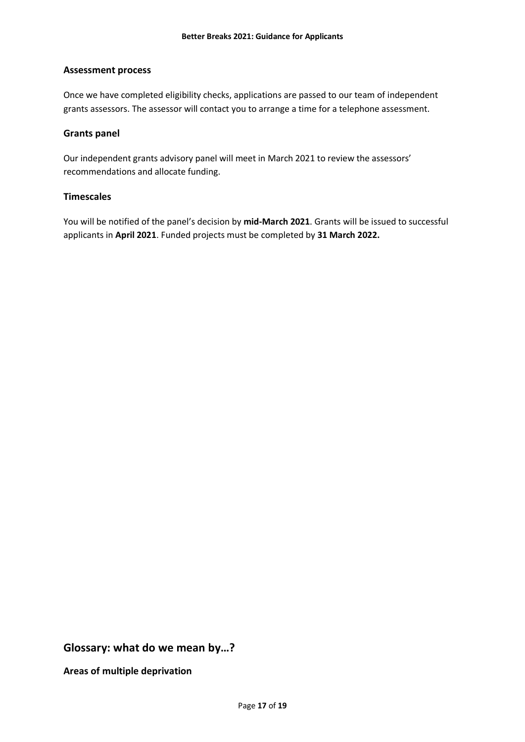### Assessment process

Once we have completed eligibility checks, applications are passed to our team of independent grants assessors. The assessor will contact you to arrange a time for a telephone assessment.

### Grants panel

Our independent grants advisory panel will meet in March 2021 to review the assessors' recommendations and allocate funding.

### Timescales

You will be notified of the panel's decision by **mid-March 2021**. Grants will be issued to successful applicants in **April 2021**. Funded projects must be completed by **31 March 2022.**

## Glossary: what do we mean by…?

### Areas of multiple deprivation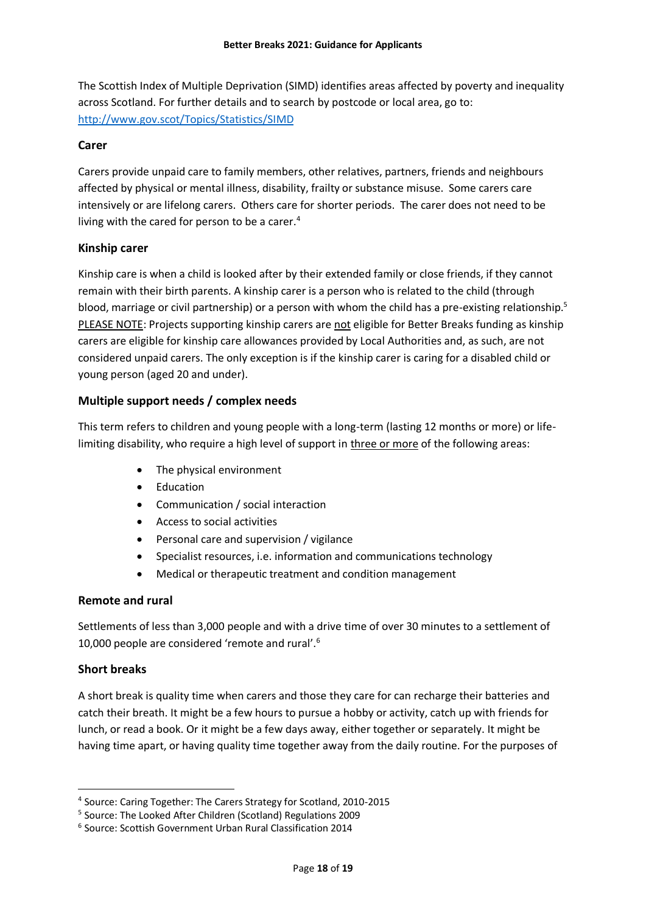The Scottish Index of Multiple Deprivation (SIMD) identifies areas affected by poverty and inequality across Scotland. For further details and to search by postcode or local area, go to: http://www.gov.scot/Topics/Statistics/SIMD

### Carer

Carers provide unpaid care to family members, other relatives, partners, friends and neighbours affected by physical or mental illness, disability, frailty or substance misuse. Some carers care intensively or are lifelong carers. Others care for shorter periods. The carer does not need to be living with the cared for person to be a carer.[4]

### Kinship carer

Kinship care is when a child is looked after by their extended family or close friends, if they cannot remain with their birth parents. A kinship carer is a person who is related to the child (through blood, marriage or civil partnership) or a person with whom the child has a pre-existing relationship.[5] PLEASE NOTE: Projects supporting kinship carers are not eligible for Better Breaks funding as kinship carers are eligible for kinship care allowances provided by Local Authorities and, as such, are not considered unpaid carers. The only exception is if the kinship carer is caring for a disabled child or young person (aged 20 and under).

### Multiple support needs / complex needs

This term refers to children and young people with a long-term (lasting 12 months or more) or life-limiting disability, who require a high level of support in three or more of the following areas:

- The physical environment
- Education
- Communication / social interaction
- Access to social activities
- Personal care and supervision / vigilance
- Specialist resources, i.e. information and communications technology
- Medical or therapeutic treatment and condition management

### Remote and rural

Settlements of less than 3,000 people and with a drive time of over 30 minutes to a settlement of 10,000 people are considered 'remote and rural'.[6]

### Short breaks

A short break is quality time when carers and those they care for can recharge their batteries and catch their breath. It might be a few hours to pursue a hobby or activity, catch up with friends for lunch, or read a book. Or it might be a few days away, either together or separately. It might be having time apart, or having quality time together away from the daily routine. For the purposes of

---

[4] Source: Caring Together: The Carers Strategy for Scotland, 2010-2015

[5] Source: The Looked After Children (Scotland) Regulations 2009

[6] Source: Scottish Government Urban Rural Classification 2014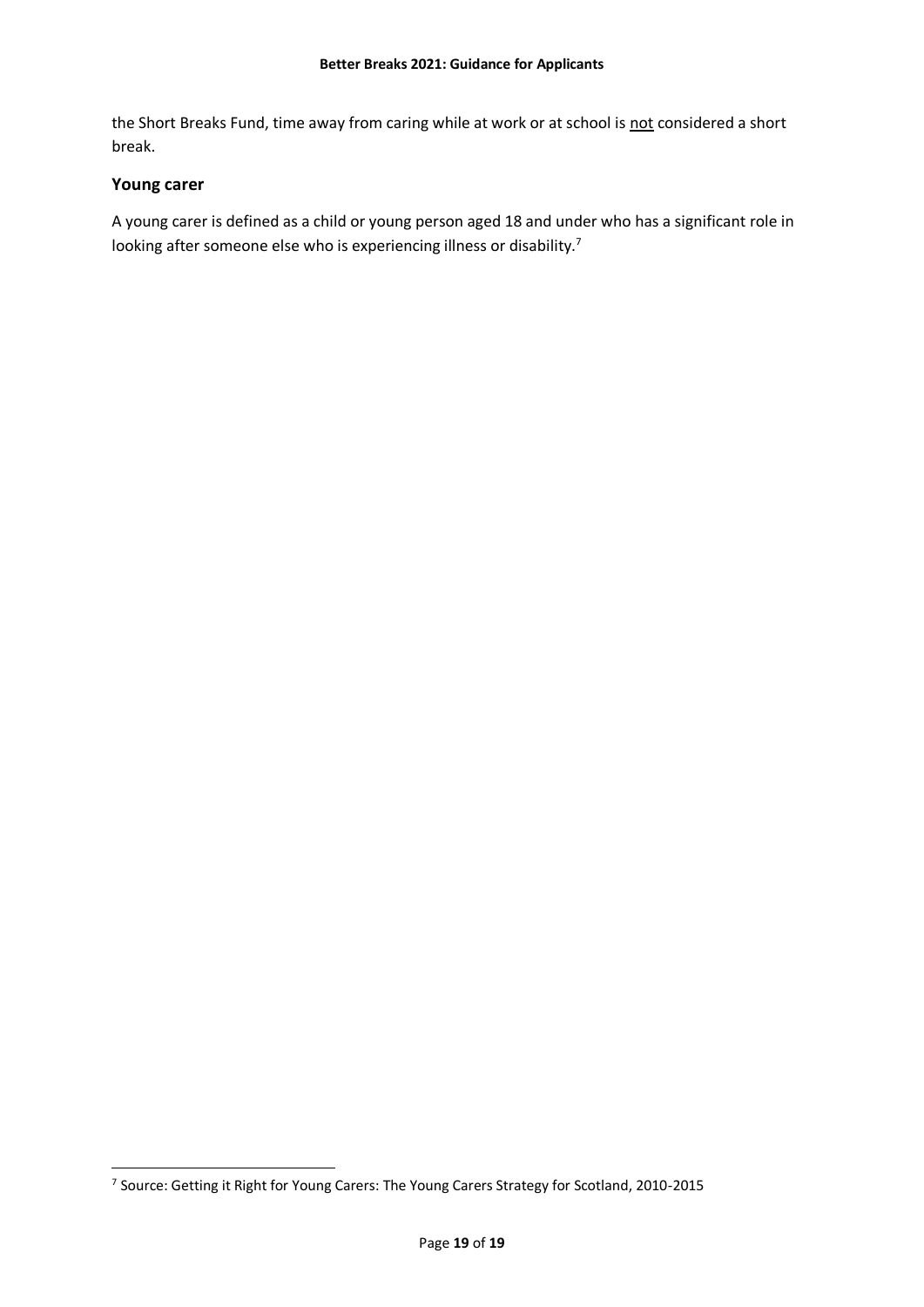the Short Breaks Fund, time away from caring while at work or at school is not considered a short break.

## Young carer

A young carer is defined as a child or young person aged 18 and under who has a significant role in looking after someone else who is experiencing illness or disability.[7]

[7] Source: Getting it Right for Young Carers: The Young Carers Strategy for Scotland, 2010-2015